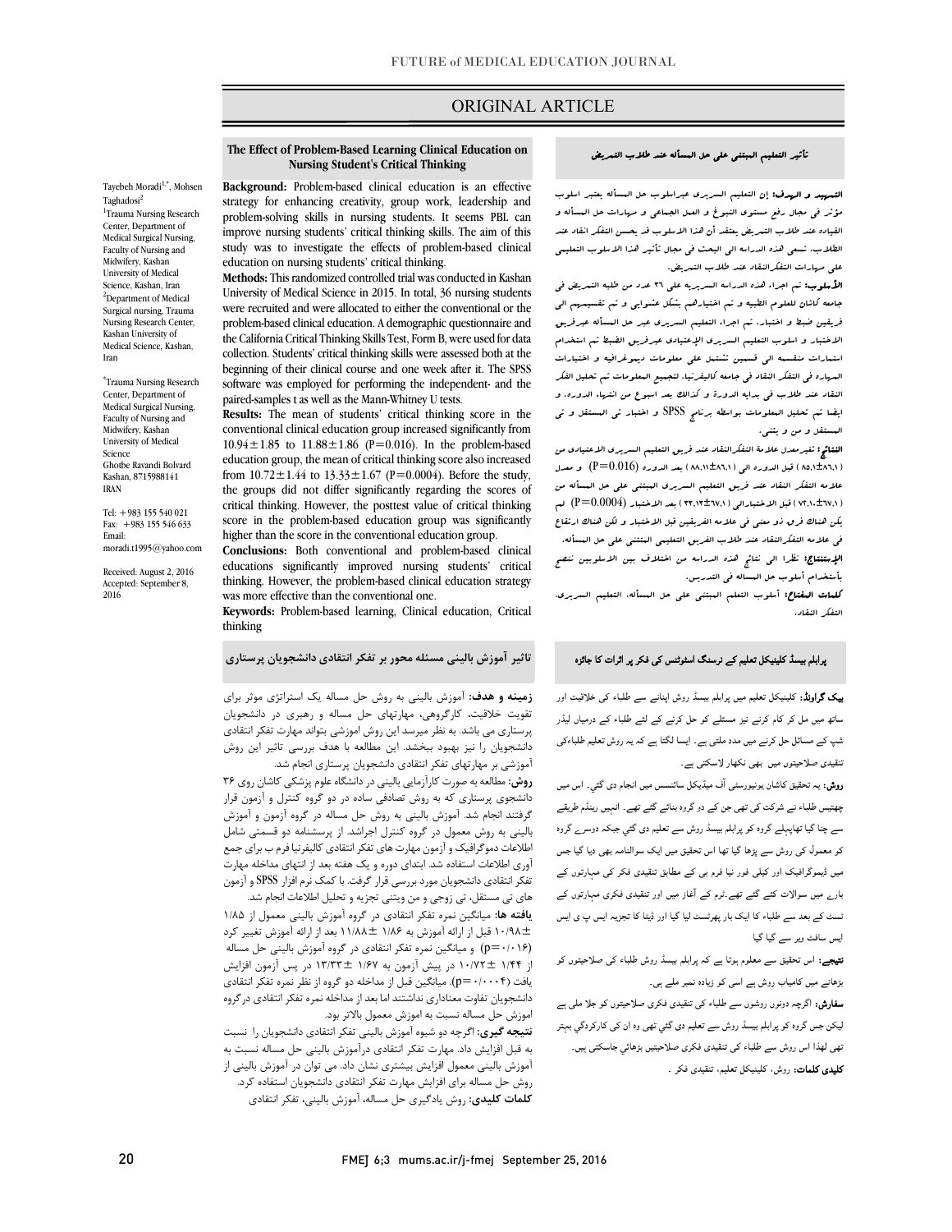ORIGINAL ARTICLE

# The Effect of Problem-Based Learning Clinical Education on Nursing Student's Critical Thinking

Tayebeh Moradi[1,*], Mohsen Taghadosi[2]

[1]Trauma Nursing Research Center, Department of Medical Surgical Nursing, Faculty of Nursing and Midwifery, Kashan University of Medical Science, Kashan, Iran

[2]Department of Medical Surgical nursing, Trauma Nursing Research Center, Kashan University of Medical Science, Kashan, Iran

[*]Trauma Nursing Research Center, Department of Medical Surgical Nursing, Faculty of Nursing and Midwifery, Kashan University of Medical Science
Ghotbe Ravandi Bolvard
Kashan, 8715988141
IRAN

Tel: +983 155 540 021
Fax: +983 155 546 633
Email: moradi.t1995@yahoo.com

Received: August 2, 2016
Accepted: September 8, 2016

**Background:** Problem-based clinical education is an effective strategy for enhancing creativity, group work, leadership and problem-solving skills in nursing students. It seems PBL can improve nursing students' critical thinking skills. The aim of this study was to investigate the effects of problem-based clinical education on nursing students' critical thinking.

**Methods:** This randomized controlled trial was conducted in Kashan University of Medical Science in 2015. In total, 36 nursing students were recruited and were allocated to either the conventional or the problem-based clinical education. A demographic questionnaire and the California Critical Thinking Skills Test, Form B, were used for data collection. Students' critical thinking skills were assessed both at the beginning of their clinical course and one week after it. The SPSS software was employed for performing the independent- and the paired-samples t as well as the Mann-Whitney U tests.

**Results:** The mean of students' critical thinking score in the conventional clinical education group increased significantly from 10.94±1.85 to 11.88±1.86 (P=0.016). In the problem-based education group, the mean of critical thinking score also increased from 10.72±1.44 to 13.33±1.67 (P=0.0004). Before the study, the groups did not differ significantly regarding the scores of critical thinking. However, the posttest value of critical thinking score in the problem-based education group was significantly higher than the score in the conventional education group.

**Conclusions:** Both conventional and problem-based clinical educations significantly improved nursing students' critical thinking. However, the problem-based clinical education strategy was more effective than the conventional one.

**Keywords:** Problem-based learning, Clinical education, Critical thinking

## تأثير التعليم المبتني على حل المسأله عند طلاب التمريض

**التمهيد و الهدف:** إن التعليم السريري عبراسلوب حل المسأله يعتبر اسلوب مؤثر في مجال رفع مستوى النبوغ و العمل الجماعي و مهارات حل المسأله و القياده عند طلاب التمريض يعتقد أن هذا الاسلوب قد يحسن التفكر انقاد عند الطلاب. تسعى هذه الدراسه الى البحث في مجال تأثير هذا الاسلوب التعليمي على مهارات التفكرالنقاد عند طلاب التمريض.

**الأسلوب:** تم اجراء هذه الدراسه السريريه على ٣٦ عدد من طلبه التمريض في جامعه كاشان للعلوم الطبيه و تم اختيارهم بشكل عشوايي و تم تقسيمهم الى فريقين ضبط و اختبار. تم اجراء التعليم السريري عبر حل المسأله عبرفريق الاختبار و اسلوب التعليم السريري الإعتيادي عبرفريق الضبط تم استخدام استمارات منقسمه الى قسمين تشتمل على معلومات ديموغرافيه و اختبارات المهاره في التفكر النقاد في جامعه كاليفرنيا. لتجميع المعلومات تم تحليل الفكر النقاد عند طلاب في بدايه الدوره و كذالك بعد اسبوع من انتهاء الدوره. و ايضا تم تحليل المعلومات بواسطه برنامج SPSS و اختبار تي المستقل و تي المستقل و من و يتني.

**النتائج:** تغيرمعدل علامة التفكرالنقاد عند فريق التعليم السريري الاعتيادي من (٨٦،١±٨٥،١) قبل الدوره الى (٨٨،١١±٨٦،١) بعد الدوره (P=0.016) و معدل علامه التفكر النقاد عند فريق التعليم السريري المبتني على حل المسأله من (٦٧،١±٧٢،١٠) قبل الاختبارالى (٦٧،١±٣٣،١٣) بعد الاختبار (P=0.0004) لم يكن هنالك فرق ذو معنى في علامه الفريقين قبل الاختبار و لكن هنالك ارتفاع في علامه التفكرالنقاد عند طلاب الفريق التعليمي المبتني على حل المسأله.

**الإستنتاج:** نظرا الى نتائج هذه الدراسه من اختلاف بين الاسلوبين ننصح بأستخدام أسلوب حل المسأله في التدريس.

**كلمات المفتاح:** أسلوب التعلم المبتني على حل المسأله، التعليم السريري، التفكر النقاد.

## تاثیر آموزش بالینی مسئله محور بر تفکر انتقادی دانشجویان پرستاری

**زمینه و هدف:** آموزش بالینی به روش حل مساله یک استراتژی موثر برای تقویت خلاقیت، کارگروهی، مهارتهای حل مساله و رهبری در دانشجویان پرستاری می باشد. به نظر میرسد این روش اموزشی بتواند مهارت تفکر انتقادی دانشجویان را نیز بهبود بخشد. این مطالعه با هدف بررسی تاثیر این روش آموزشی بر مهارتهای تفکر انتقادی دانشجویان پرستاری انجام شد.

**روش:** مطالعه به صورت کارآزمایی بالینی در دانشگاه علوم پزشکی کاشان روی ۳۶ دانشجوی پرستاری که به روش تصادفی ساده در دو گروه کنترل و آزمون قرار گرفتند انجام شد. آموزش بالینی به روش حل مساله در گروه آزمون و آموزش بالینی به روش معمول در گروه کنترل اجراشد. از پرسشنامه دو قسمتی شامل اطلاعات دموگرافیک و آزمون مهارت های تفکر انتقادی کالیفرنیا فرم ب برای جمع آوری اطلاعات استفاده شد. ابتدای دوره و یک هفته بعد از انتهای مداخله مهارت تفکر انتقادی دانشجویان مورد بررسی قرار گرفت. با کمک نرم افزار SPSS و آزمون های تی مستقل، تی زوجی و من ویتنی تجزیه و تحلیل اطلاعات انجام شد.

**یافته ها:** میانگین نمره تفکر انتقادی در گروه آموزش بالینی معمول از ۱/۸۵ ± ۱۰/۹۸ قبل از ارائه آموزش به ۱/۸۶ ± ۱۱/۸۸ بعد از ارائه آموزش تغییر کرد (p=۰/۰۱۶) و میانگین نمره تفکر انتقادی در گروه آموزش بالینی حل مساله از ۱/۴۴ ± ۱۰/۷۲ در پیش آزمون به ۱/۶۷ ± ۱۳/۳۳ در پس آزمون افزایش یافت (p=۰/۰۰۰۴). میانگین قبل از مداخله دو گروه از نظر نمره تفکر انتقادی دانشجویان تفاوت معناداری نداشتند اما بعد از مداخله نمره تفکر انتقادی درگروه اموزش حل مساله نسبت به اموزش معمول بالاتر بود.

**نتیجه گیری:** اگرچه دو شیوه آموزش بالینی تفکر انتقادی دانشجویان را نسبت به قبل افزایش داد. مهارت تفکر انتقادی درآموزش بالینی حل مساله نسبت به آموزش بالینی معمول افزایش بیشتری نشان داد. می توان در آموزش بالینی از روش حل مساله برای افزایش مهارت تفکر انتقادی دانشجویان استفاده کرد.

**کلمات کلیدی:** روش یادگیری حل مساله، آموزش بالینی، تفکر انتقادی

## پرابلم بیسڈ کلینیکل تعلیم کے نرسنگ اسٹوڈنٹس کی فکر پر اثرات کا جائزہ

**بیک گراونڈ:** کلینیکل تعلیم میں پرابلم بیسڈ روش اپنانے سے طلباء کی خلاقیت اور ساتھ میں مل کر کام کرنے نیز مسئلے کو حل کرنے کے لئے طلباء کے درمیان لیڈر شپ کے مسائل حل کرنے میں مدد ملتی ہے۔ ایسا لگتا ہے کہ یہ روش تعلیم طلباءکی تنقیدی صلاحیتوں میں بھی نکھار لاسکتی ہے۔

**روش:** یہ تحقیق کاشان یونیورسٹی آف میڈیکل سائنسس میں انجام دی گئی۔ اس میں چھتیس طلباء نے شرکت کی تھی جن کے دو گروہ بنائے گئے تھے۔ انہیں رینڈم طریقے سے چنا گیا تھاپہلے گروہ کو پرابلم بیسڈ روش سے تعلیم دی گئي جبکہ دوسرے گروہ کو معمول کی روش سے پڑھا گیا تھا اس تحقیق میں ایک سوالنامہ بھی دیا گیا جس میں ڈیموگرافیک اور کیلی فورنیا فرم بی کے مطابق تنقیدی فکر کی مہارتوں کے بارے میں سوالات کئے گئے تھے۔ٹرم کے آغاز میں اور تنقیدی فکری مہارتوں کے ٹسٹ کے بعد سے طلباء کا ایک بار پھرٹسٹ لیا گيا اور ڈیٹا کا تجزیہ ایس پی ایس ایس سافٹ ویر سے کیا گیا

**نتیجے:** اس تحقیق سے معلوم ہوتا ہے کہ پرابلم بیسڈ روش طلباء کی صلاحیتوں کو بڑھانے میں کامیاب روش ہے اسی کو زیادہ نمبر ملے ہیں۔

**سفارش:** اگرچہ دونوں روشوں سے طلباء کی تنقیدی فکری صلاحیتوں کو جلا ملی ہے لیکن جس گروہ کو پرابلم بیسڈ روش سے تعلیم دی گئي تھی وہ ان کی کارکردگي بہتر تھی لھذا اس روش سے طلباء کی تنقیدی فکری صلاحیتیں بڑھائي جاسکتی ہیں۔

**کلیدی کلمات:** روش، کلینیکل تعلیم، تنقیدی فکر ۔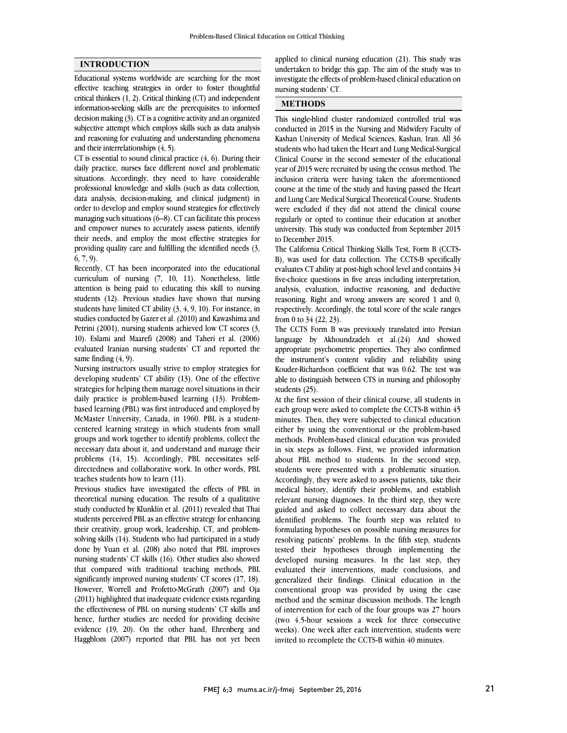## INTRODUCTION

Educational systems worldwide are searching for the most effective teaching strategies in order to foster thoughtful critical thinkers (1, 2). Critical thinking (CT) and independent information-seeking skills are the prerequisites to informed decision making (3). CT is a cognitive activity and an organized subjective attempt which employs skills such as data analysis and reasoning for evaluating and understanding phenomena and their interrelationships (4, 5).

CT is essential to sound clinical practice (4, 6). During their daily practice, nurses face different novel and problematic situations. Accordingly, they need to have considerable professional knowledge and skills (such as data collection, data analysis, decision-making, and clinical judgment) in order to develop and employ sound strategies for effectively managing such situations (6–8). CT can facilitate this process and empower nurses to accurately assess patients, identify their needs, and employ the most effective strategies for providing quality care and fulfilling the identified needs (3, 6, 7, 9).

Recently, CT has been incorporated into the educational curriculum of nursing (7, 10, 11). Nonetheless, little attention is being paid to educating this skill to nursing students (12). Previous studies have shown that nursing students have limited CT ability (3, 4, 9, 10). For instance, in studies conducted by Gazer et al. (2010) and Kawashima and Petrini (2001), nursing students achieved low CT scores (3, 10). Eslami and Maarefi (2008) and Taheri et al. (2006) evaluated Iranian nursing students' CT and reported the same finding (4, 9).

Nursing instructors usually strive to employ strategies for developing students' CT ability (13). One of the effective strategies for helping them manage novel situations in their daily practice is problem-based learning (13). Problem-based learning (PBL) was first introduced and employed by McMaster University, Canada, in 1960. PBL is a student-centered learning strategy in which students from small groups and work together to identify problems, collect the necessary data about it, and understand and manage their problems (14, 15). Accordingly, PBL necessitates self-directedness and collaborative work. In other words, PBL teaches students how to learn (11).

Previous studies have investigated the effects of PBL in theoretical nursing education. The results of a qualitative study conducted by Klunklin et al. (2011) revealed that Thai students perceived PBL as an effective strategy for enhancing their creativity, group work, leadership, CT, and problem-solving skills (14). Students who had participated in a study done by Yuan et al. (208) also noted that PBL improves nursing students' CT skills (16). Other studies also showed that compared with traditional teaching methods, PBL significantly improved nursing students' CT scores (17, 18). However, Worrell and Profetto-McGrath (2007) and Oja (2011) highlighted that inadequate evidence exists regarding the effectiveness of PBL on nursing students' CT skills and hence, further studies are needed for providing decisive evidence (19, 20). On the other hand, Ehrenberg and Haggblom (2007) reported that PBL has not yet been applied to clinical nursing education (21). This study was undertaken to bridge this gap. The aim of the study was to investigate the effects of problem-based clinical education on nursing students' CT.

## METHODS

This single-blind cluster randomized controlled trial was conducted in 2015 in the Nursing and Midwifery Faculty of Kashan University of Medical Sciences, Kashan, Iran. All 36 students who had taken the Heart and Lung Medical-Surgical Clinical Course in the second semester of the educational year of 2015 were recruited by using the census method. The inclusion criteria were having taken the aforementioned course at the time of the study and having passed the Heart and Lung Care Medical Surgical Theoretical Course. Students were excluded if they did not attend the clinical course regularly or opted to continue their education at another university. This study was conducted from September 2015 to December 2015.

The California Critical Thinking Skills Test, Form B (CCTS-B), was used for data collection. The CCTS-B specifically evaluates CT ability at post-high school level and contains 34 five-choice questions in five areas including interpretation, analysis, evaluation, inductive reasoning, and deductive reasoning. Right and wrong answers are scored 1 and 0, respectively. Accordingly, the total score of the scale ranges from 0 to 34 (22, 23).

The CCTS Form B was previously translated into Persian language by Akhoundzadeh et al.(24) And showed appropriate psychometric properties. They also confirmed the instrument's content validity and reliability using Kouder-Richardson coefficient that was 0.62. The test was able to distinguish between CTS in nursing and philosophy students (25).

At the first session of their clinical course, all students in each group were asked to complete the CCTS-B within 45 minutes. Then, they were subjected to clinical education either by using the conventional or the problem-based methods. Problem-based clinical education was provided in six steps as follows. First, we provided information about PBL method to students. In the second step, students were presented with a problematic situation. Accordingly, they were asked to assess patients, take their medical history, identify their problems, and establish relevant nursing diagnoses. In the third step, they were guided and asked to collect necessary data about the identified problems. The fourth step was related to formulating hypotheses on possible nursing measures for resolving patients' problems. In the fifth step, students tested their hypotheses through implementing the developed nursing measures. In the last step, they evaluated their interventions, made conclusions, and generalized their findings. Clinical education in the conventional group was provided by using the case method and the seminar discussion methods. The length of intervention for each of the four groups was 27 hours (two 4.5-hour sessions a week for three consecutive weeks). One week after each intervention, students were invited to recomplete the CCTS-B within 40 minutes.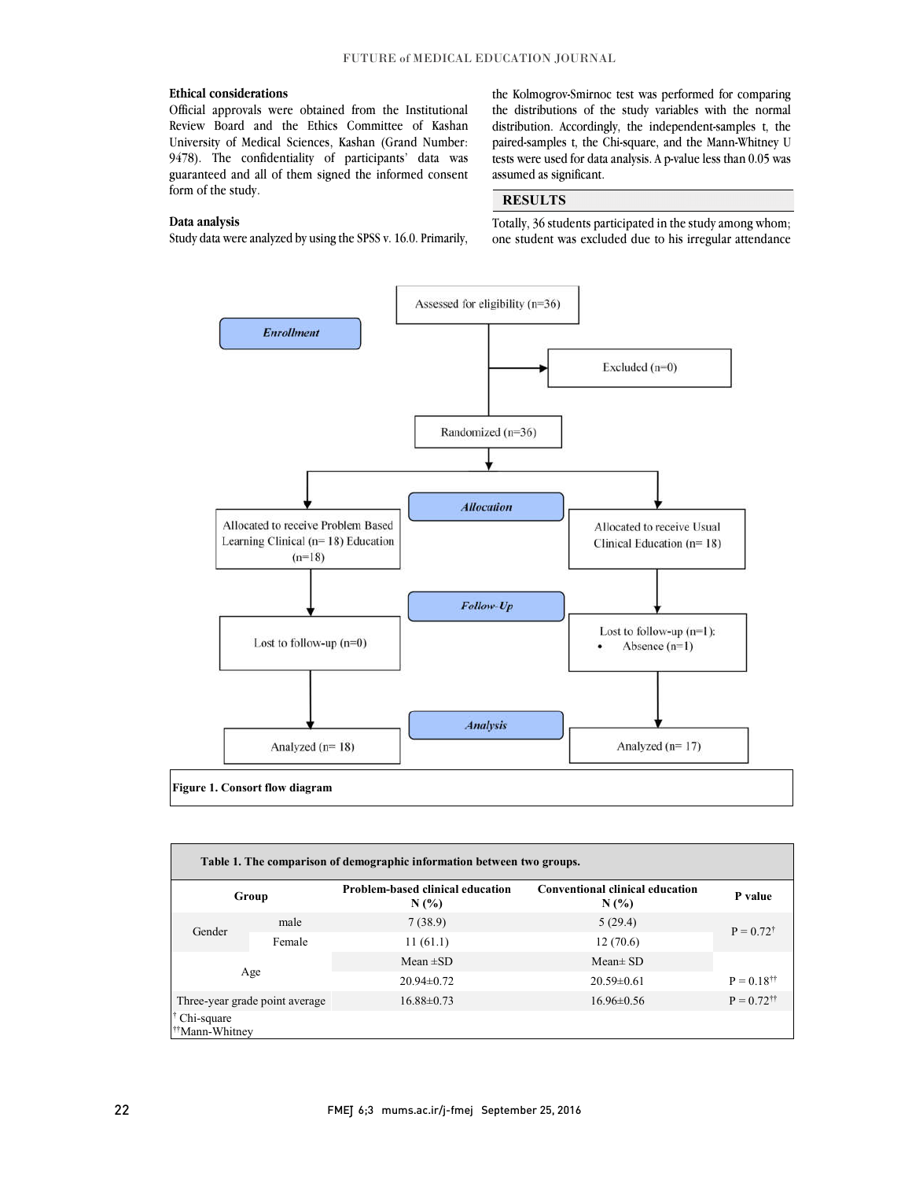## Ethical considerations

Official approvals were obtained from the Institutional Review Board and the Ethics Committee of Kashan University of Medical Sciences, Kashan (Grand Number: 9478). The confidentiality of participants' data was guaranteed and all of them signed the informed consent form of the study.

## Data analysis

Study data were analyzed by using the SPSS v. 16.0. Primarily, the Kolmogrov-Smirnoc test was performed for comparing the distributions of the study variables with the normal distribution. Accordingly, the independent-samples t, the paired-samples t, the Chi-square, and the Mann-Whitney U tests were used for data analysis. A p-value less than 0.05 was assumed as significant.

## RESULTS

Totally, 36 students participated in the study among whom; one student was excluded due to his irregular attendance

**Enrollment**

Assessed for eligibility (n=36)

Excluded (n=0)

Randomized (n=36)

**Allocation**

Allocated to receive Problem Based Learning Clinical (n= 18) Education (n=18)

Allocated to receive Usual Clinical Education (n= 18)

**Follow-Up**

Lost to follow-up (n=0)

Lost to follow-up (n=1):
- Absence (n=1)

**Analysis**

Analyzed (n= 18)

Analyzed (n= 17)

**Figure 1. Consort flow diagram**

**Table 1. The comparison of demographic information between two groups.**

| Group | | Problem-based clinical education N (%) | Conventional clinical education N (%) | P value |
|---|---|---|---|---|
| Gender | male | 7 (38.9) | 5 (29.4) | P = 0.72† |
| | Female | 11 (61.1) | 12 (70.6) | |
| Age | | Mean ±SD | Mean± SD | |
| | | 20.94±0.72 | 20.59±0.61 | P = 0.18†† |
| Three-year grade point average | | 16.88±0.73 | 16.96±0.56 | P = 0.72†† |

† Chi-square
††Mann-Whitney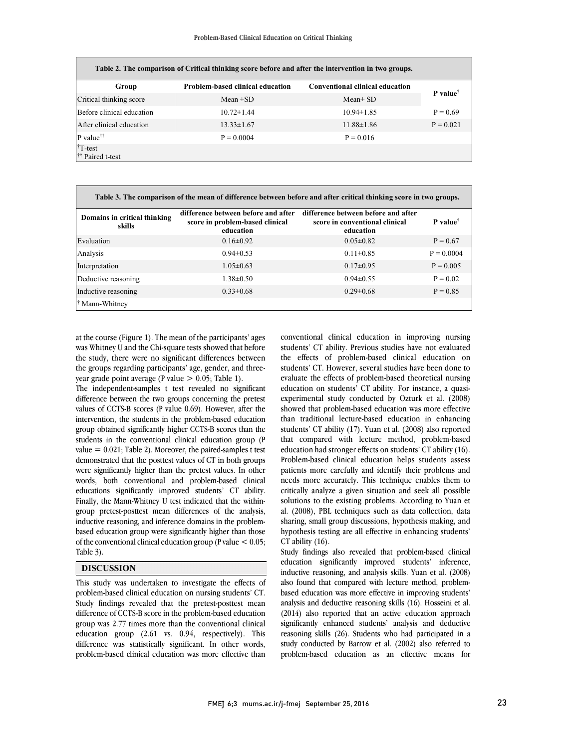**Table 2. The comparison of Critical thinking score before and after the intervention in two groups.**

| Group | Problem-based clinical education | Conventional clinical education | P value[†] |
|---|---|---|---|
| Critical thinking score | Mean ±SD | Mean± SD | |
| Before clinical education | 10.72±1.44 | 10.94±1.85 | P = 0.69 |
| After clinical education | 13.33±1.67 | 11.88±1.86 | P = 0.021 |
| P value[††] | P = 0.0004 | P = 0.016 | |

[†]T-test
[††] Paired t-test

**Table 3. The comparison of the mean of difference between before and after critical thinking score in two groups.**

| Domains in critical thinking skills | difference between before and after score in problem-based clinical education | difference between before and after score in conventional clinical education | P value[†] |
|---|---|---|---|
| Evaluation | 0.16±0.92 | 0.05±0.82 | P = 0.67 |
| Analysis | 0.94±0.53 | 0.11±0.85 | P = 0.0004 |
| Interpretation | 1.05±0.63 | 0.17±0.95 | P = 0.005 |
| Deductive reasoning | 1.38±0.50 | 0.94±0.55 | P = 0.02 |
| Inductive reasoning | 0.33±0.68 | 0.29±0.68 | P = 0.85 |

[†] Mann-Whitney

at the course (Figure 1). The mean of the participants' ages was Whitney U and the Chi-square tests showed that before the study, there were no significant differences between the groups regarding participants' age, gender, and three-year grade point average (P value > 0.05; Table 1).

The independent-samples t test revealed no significant difference between the two groups concerning the pretest values of CCTS-B scores (P value 0.69). However, after the intervention, the students in the problem-based education group obtained significantly higher CCTS-B scores than the students in the conventional clinical education group (P value = 0.021; Table 2). Moreover, the paired-samples t test demonstrated that the posttest values of CT in both groups were significantly higher than the pretest values. In other words, both conventional and problem-based clinical educations significantly improved students' CT ability. Finally, the Mann-Whitney U test indicated that the within-group pretest-posttest mean differences of the analysis, inductive reasoning, and inference domains in the problem-based education group were significantly higher than those of the conventional clinical education group (P value < 0.05; Table 3).

## DISCUSSION

This study was undertaken to investigate the effects of problem-based clinical education on nursing students' CT. Study findings revealed that the pretest-posttest mean difference of CCTS-B score in the problem-based education group was 2.77 times more than the conventional clinical education group (2.61 vs. 0.94, respectively). This difference was statistically significant. In other words, problem-based clinical education was more effective than conventional clinical education in improving nursing students' CT ability. Previous studies have not evaluated the effects of problem-based clinical education on students' CT. However, several studies have been done to evaluate the effects of problem-based theoretical nursing education on students' CT ability. For instance, a quasi-experimental study conducted by Ozturk et al. (2008) showed that problem-based education was more effective than traditional lecture-based education in enhancing students' CT ability (17). Yuan et al. (2008) also reported that compared with lecture method, problem-based education had stronger effects on students' CT ability (16). Problem-based clinical education helps students assess patients more carefully and identify their problems and needs more accurately. This technique enables them to critically analyze a given situation and seek all possible solutions to the existing problems. According to Yuan et al. (2008), PBL techniques such as data collection, data sharing, small group discussions, hypothesis making, and hypothesis testing are all effective in enhancing students' CT ability (16).

Study findings also revealed that problem-based clinical education significantly improved students' inference, inductive reasoning, and analysis skills. Yuan et al. (2008) also found that compared with lecture method, problem-based education was more effective in improving students' analysis and deductive reasoning skills (16). Hosseini et al. (2014) also reported that an active education approach significantly enhanced students' analysis and deductive reasoning skills (26). Students who had participated in a study conducted by Barrow et al. (2002) also referred to problem-based education as an effective means for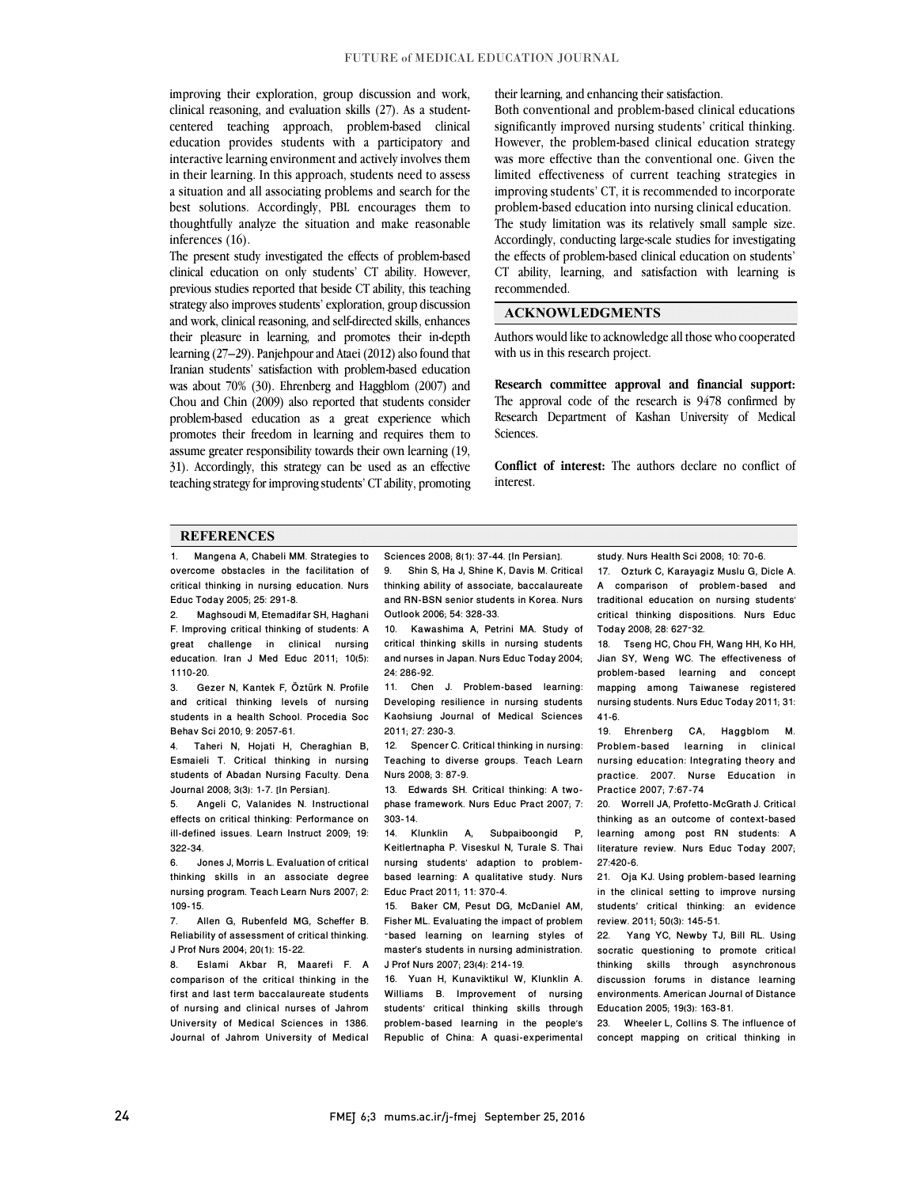improving their exploration, group discussion and work, clinical reasoning, and evaluation skills (27). As a student-centered teaching approach, problem-based clinical education provides students with a participatory and interactive learning environment and actively involves them in their learning. In this approach, students need to assess a situation and all associating problems and search for the best solutions. Accordingly, PBL encourages them to thoughtfully analyze the situation and make reasonable inferences (16).

The present study investigated the effects of problem-based clinical education on only students' CT ability. However, previous studies reported that beside CT ability, this teaching strategy also improves students' exploration, group discussion and work, clinical reasoning, and self-directed skills, enhances their pleasure in learning, and promotes their in-depth learning (27–29). Panjehpour and Ataei (2012) also found that Iranian students' satisfaction with problem-based education was about 70% (30). Ehrenberg and Haggblom (2007) and Chou and Chin (2009) also reported that students consider problem-based education as a great experience which promotes their freedom in learning and requires them to assume greater responsibility towards their own learning (19, 31). Accordingly, this strategy can be used as an effective teaching strategy for improving students' CT ability, promoting their learning, and enhancing their satisfaction.

Both conventional and problem-based clinical educations significantly improved nursing students' critical thinking. However, the problem-based clinical education strategy was more effective than the conventional one. Given the limited effectiveness of current teaching strategies in improving students' CT, it is recommended to incorporate problem-based education into nursing clinical education.

The study limitation was its relatively small sample size. Accordingly, conducting large-scale studies for investigating the effects of problem-based clinical education on students' CT ability, learning, and satisfaction with learning is recommended.

## ACKNOWLEDGMENTS

Authors would like to acknowledge all those who cooperated with us in this research project.

**Research committee approval and financial support:** The approval code of the research is 9478 confirmed by Research Department of Kashan University of Medical Sciences.

**Conflict of interest:** The authors declare no conflict of interest.

## REFERENCES

1. Mangena A, Chabeli MM. Strategies to overcome obstacles in the facilitation of critical thinking in nursing education. Nurs Educ Today 2005; 25: 291-8.
2. Maghsoudi M, Etemadifar SH, Haghani F. Improving critical thinking of students: A great challenge in clinical nursing education. Iran J Med Educ 2011; 10(5): 1110-20.
3. Gezer N, Kantek F, Öztürk N. Profile and critical thinking levels of nursing students in a health School. Procedia Soc Behav Sci 2010; 9: 2057-61.
4. Taheri N, Hojati H, Cheraghian B, Esmaieli T. Critical thinking in nursing students of Abadan Nursing Faculty. Dena Journal 2008; 3(3): 1-7. [In Persian].
5. Angeli C, Valanides N. Instructional effects on critical thinking: Performance on ill-defined issues. Learn Instruct 2009; 19: 322-34.
6. Jones J, Morris L. Evaluation of critical thinking skills in an associate degree nursing program. Teach Learn Nurs 2007; 2: 109-15.
7. Allen G, Rubenfeld MG, Scheffer B. Reliability of assessment of critical thinking. J Prof Nurs 2004; 20(1): 15-22.
8. Eslami Akbar R, Maarefi F. A comparison of the critical thinking in the first and last term baccalaureate students of nursing and clinical nurses of Jahrom University of Medical Sciences in 1386. Journal of Jahrom University of Medical Sciences 2008; 8(1): 37-44. [In Persian].
9. Shin S, Ha J, Shine K, Davis M. Critical thinking ability of associate, baccalaureate and RN-BSN senior students in Korea. Nurs Outlook 2006; 54: 328-33.
10. Kawashima A, Petrini MA. Study of critical thinking skills in nursing students and nurses in Japan. Nurs Educ Today 2004; 24: 286-92.
11. Chen J. Problem-based learning: Developing resilience in nursing students Kaohsiung Journal of Medical Sciences 2011; 27: 230-3.
12. Spencer C. Critical thinking in nursing: Teaching to diverse groups. Teach Learn Nurs 2008; 3: 87-9.
13. Edwards SH. Critical thinking: A two-phase framework. Nurs Educ Pract 2007; 7: 303-14.
14. Klunklin A, Subpaiboongid P, Keitlertnapha P. Viseskul N, Turale S. Thai nursing students' adaption to problem-based learning: A qualitative study. Nurs Educ Pract 2011; 11: 370-4.
15. Baker CM, Pesut DG, McDaniel AM, Fisher ML. Evaluating the impact of problem-based learning on learning styles of master's students in nursing administration. J Prof Nurs 2007; 23(4): 214-19.
16. Yuan H, Kunaviktikul W, Klunklin A. Williams B. Improvement of nursing students' critical thinking skills through problem-based learning in the people's Republic of China: A quasi-experimental study. Nurs Health Sci 2008; 10: 70-6.
17. Ozturk C, Karayagiz Muslu G, Dicle A. A comparison of problem-based and traditional education on nursing students' critical thinking dispositions. Nurs Educ Today 2008; 28: 627-32.
18. Tseng HC, Chou FH, Wang HH, Ko HH, Jian SY, Weng WC. The effectiveness of problem-based learning and concept mapping among Taiwanese registered nursing students. Nurs Educ Today 2011; 31: 41-6.
19. Ehrenberg CA, Haggblom M. Problem-based learning in clinical nursing education: Integrating theory and practice. 2007. Nurse Education in Practice 2007; 7:67-74
20. Worrell JA, Profetto-McGrath J. Critical thinking as an outcome of context-based learning among post RN students: A literature review. Nurs Educ Today 2007; 27:420-6.
21. Oja KJ. Using problem-based learning in the clinical setting to improve nursing students' critical thinking: an evidence review. 2011; 50(3): 145-51.
22. Yang YC, Newby TJ, Bill RL. Using socratic questioning to promote critical thinking skills through asynchronous discussion forums in distance learning environments. American Journal of Distance Education 2005; 19(3): 163-81.
23. Wheeler L, Collins S. The influence of concept mapping on critical thinking in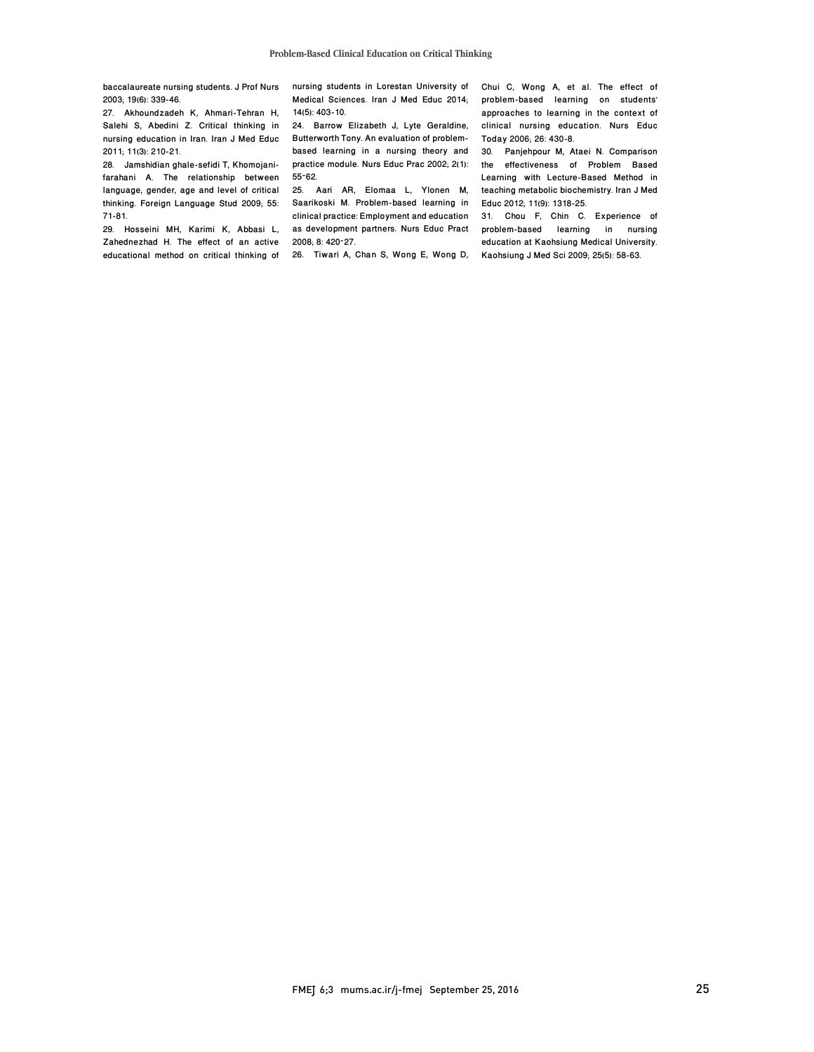baccalaureate nursing students. J Prof Nurs 2003; 19(6): 339-46.

27. Akhoundzadeh K, Ahmari-Tehran H, Salehi S, Abedini Z. Critical thinking in nursing education in Iran. Iran J Med Educ 2011; 11(3): 210-21.

28. Jamshidian ghale-sefidi T, Khomojani-farahani A. The relationship between language, gender, age and level of critical thinking. Foreign Language Stud 2009; 55: 71-81.

29. Hosseini MH, Karimi K, Abbasi L, Zahednezhad H. The effect of an active educational method on critical thinking of nursing students in Lorestan University of Medical Sciences. Iran J Med Educ 2014; 14(5): 403-10.

24. Barrow Elizabeth J, Lyte Geraldine, Butterworth Tony. An evaluation of problem-based learning in a nursing theory and practice module. Nurs Educ Prac 2002; 2(1): 55-62.

25. Aari AR, Elomaa L, Ylonen M, Saarikoski M. Problem-based learning in clinical practice: Employment and education as development partners. Nurs Educ Pract 2008; 8: 420-27.

26. Tiwari A, Chan S, Wong E, Wong D, Chui C, Wong A, et al. The effect of problem-based learning on students' approaches to learning in the context of clinical nursing education. Nurs Educ Today 2006; 26: 430-8.

30. Panjehpour M, Ataei N. Comparison the effectiveness of Problem Based Learning with Lecture-Based Method in teaching metabolic biochemistry. Iran J Med Educ 2012; 11(9): 1318-25.

31. Chou F, Chin C. Experience of problem-based learning in nursing education at Kaohsiung Medical University. Kaohsiung J Med Sci 2009; 25(5): 58-63.